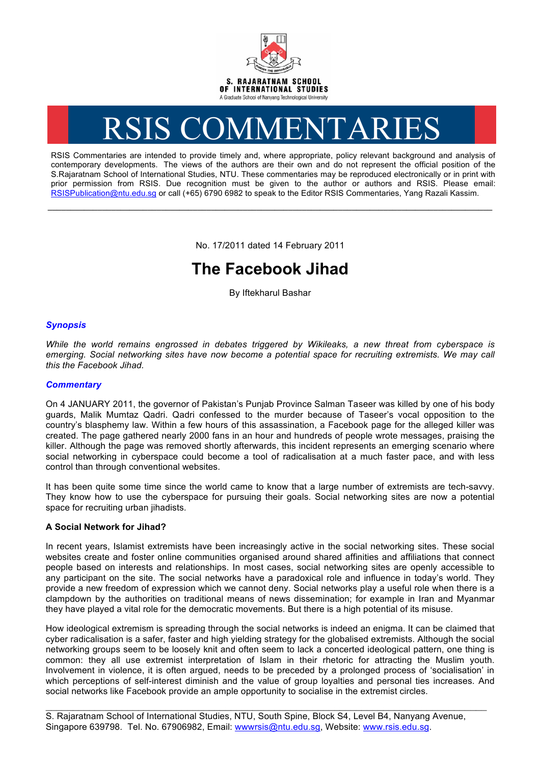S. RAJARATNAM SCHOOL OF INTERNATIONAL STUDIES
A Graduate School of Nanyang Technological University

# RSIS COMMENTARIES

RSIS Commentaries are intended to provide timely and, where appropriate, policy relevant background and analysis of contemporary developments. The views of the authors are their own and do not represent the official position of the S.Rajaratnam School of International Studies, NTU. These commentaries may be reproduced electronically or in print with prior permission from RSIS. Due recognition must be given to the author or authors and RSIS. Please email: RSISPublication@ntu.edu.sg or call (+65) 6790 6982 to speak to the Editor RSIS Commentaries, Yang Razali Kassim.

---

No. 17/2011 dated 14 February 2011

## The Facebook Jihad

By Iftekharul Bashar

### *Synopsis*

*While the world remains engrossed in debates triggered by Wikileaks, a new threat from cyberspace is emerging. Social networking sites have now become a potential space for recruiting extremists. We may call this the Facebook Jihad.*

### *Commentary*

On 4 JANUARY 2011, the governor of Pakistan's Punjab Province Salman Taseer was killed by one of his body guards, Malik Mumtaz Qadri. Qadri confessed to the murder because of Taseer's vocal opposition to the country's blasphemy law. Within a few hours of this assassination, a Facebook page for the alleged killer was created. The page gathered nearly 2000 fans in an hour and hundreds of people wrote messages, praising the killer. Although the page was removed shortly afterwards, this incident represents an emerging scenario where social networking in cyberspace could become a tool of radicalisation at a much faster pace, and with less control than through conventional websites.

It has been quite some time since the world came to know that a large number of extremists are tech-savvy. They know how to use the cyberspace for pursuing their goals. Social networking sites are now a potential space for recruiting urban jihadists.

**A Social Network for Jihad?**

In recent years, Islamist extremists have been increasingly active in the social networking sites. These social websites create and foster online communities organised around shared affinities and affiliations that connect people based on interests and relationships. In most cases, social networking sites are openly accessible to any participant on the site. The social networks have a paradoxical role and influence in today's world. They provide a new freedom of expression which we cannot deny. Social networks play a useful role when there is a clampdown by the authorities on traditional means of news dissemination; for example in Iran and Myanmar they have played a vital role for the democratic movements. But there is a high potential of its misuse.

How ideological extremism is spreading through the social networks is indeed an enigma. It can be claimed that cyber radicalisation is a safer, faster and high yielding strategy for the globalised extremists. Although the social networking groups seem to be loosely knit and often seem to lack a concerted ideological pattern, one thing is common: they all use extremist interpretation of Islam in their rhetoric for attracting the Muslim youth. Involvement in violence, it is often argued, needs to be preceded by a prolonged process of 'socialisation' in which perceptions of self-interest diminish and the value of group loyalties and personal ties increases. And social networks like Facebook provide an ample opportunity to socialise in the extremist circles.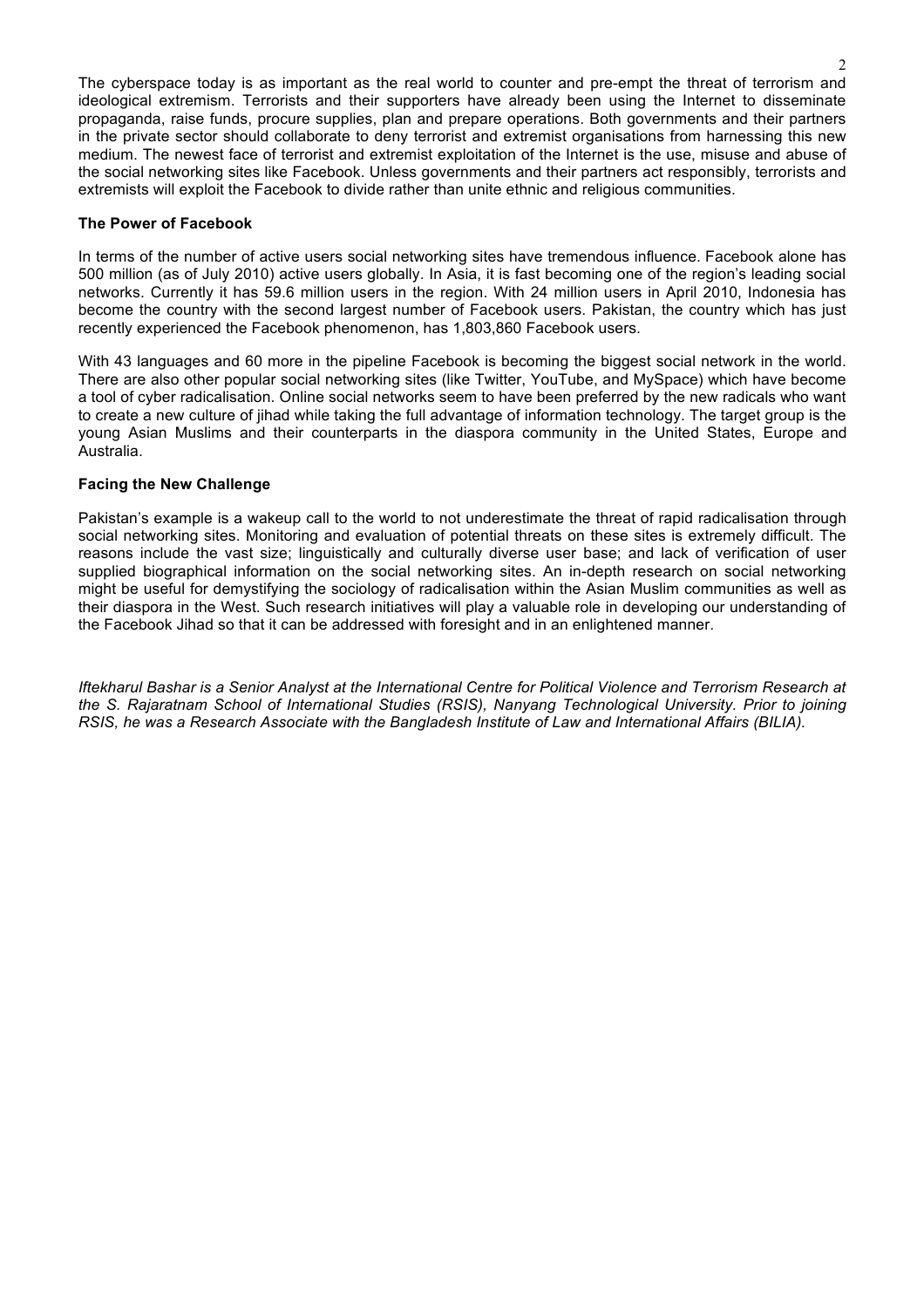The cyberspace today is as important as the real world to counter and pre-empt the threat of terrorism and ideological extremism. Terrorists and their supporters have already been using the Internet to disseminate propaganda, raise funds, procure supplies, plan and prepare operations. Both governments and their partners in the private sector should collaborate to deny terrorist and extremist organisations from harnessing this new medium. The newest face of terrorist and extremist exploitation of the Internet is the use, misuse and abuse of the social networking sites like Facebook. Unless governments and their partners act responsibly, terrorists and extremists will exploit the Facebook to divide rather than unite ethnic and religious communities.

**The Power of Facebook**

In terms of the number of active users social networking sites have tremendous influence. Facebook alone has 500 million (as of July 2010) active users globally. In Asia, it is fast becoming one of the region's leading social networks. Currently it has 59.6 million users in the region. With 24 million users in April 2010, Indonesia has become the country with the second largest number of Facebook users. Pakistan, the country which has just recently experienced the Facebook phenomenon, has 1,803,860 Facebook users.

With 43 languages and 60 more in the pipeline Facebook is becoming the biggest social network in the world. There are also other popular social networking sites (like Twitter, YouTube, and MySpace) which have become a tool of cyber radicalisation. Online social networks seem to have been preferred by the new radicals who want to create a new culture of jihad while taking the full advantage of information technology. The target group is the young Asian Muslims and their counterparts in the diaspora community in the United States, Europe and Australia.

**Facing the New Challenge**

Pakistan's example is a wakeup call to the world to not underestimate the threat of rapid radicalisation through social networking sites. Monitoring and evaluation of potential threats on these sites is extremely difficult. The reasons include the vast size; linguistically and culturally diverse user base; and lack of verification of user supplied biographical information on the social networking sites. An in-depth research on social networking might be useful for demystifying the sociology of radicalisation within the Asian Muslim communities as well as their diaspora in the West. Such research initiatives will play a valuable role in developing our understanding of the Facebook Jihad so that it can be addressed with foresight and in an enlightened manner.

*Iftekharul Bashar is a Senior Analyst at the International Centre for Political Violence and Terrorism Research at the S. Rajaratnam School of International Studies (RSIS), Nanyang Technological University. Prior to joining RSIS, he was a Research Associate with the Bangladesh Institute of Law and International Affairs (BILIA).*